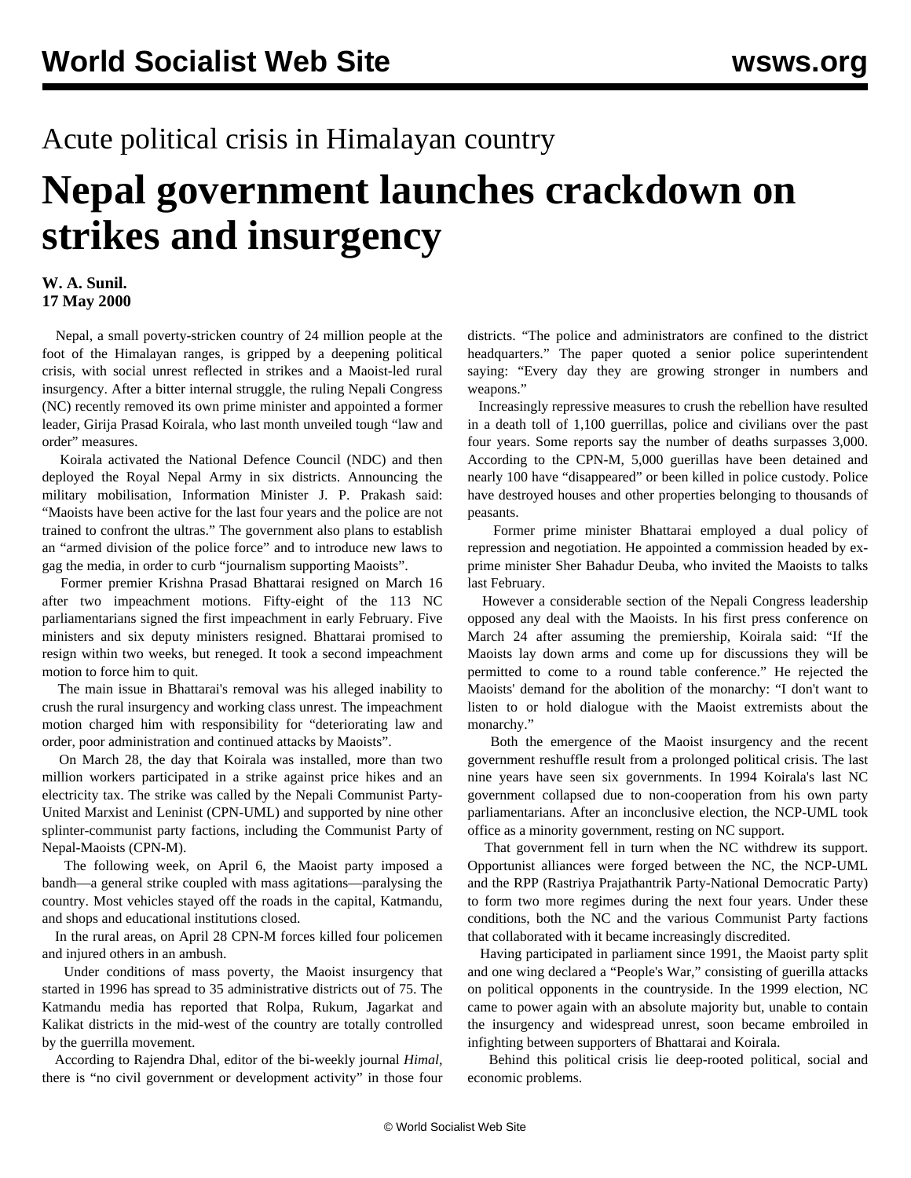Acute political crisis in Himalayan country

# Nepal government launches crackdown on strikes and insurgency

**W. A. Sunil.**
**17 May 2000**

Nepal, a small poverty-stricken country of 24 million people at the foot of the Himalayan ranges, is gripped by a deepening political crisis, with social unrest reflected in strikes and a Maoist-led rural insurgency. After a bitter internal struggle, the ruling Nepali Congress (NC) recently removed its own prime minister and appointed a former leader, Girija Prasad Koirala, who last month unveiled tough "law and order" measures.

Koirala activated the National Defence Council (NDC) and then deployed the Royal Nepal Army in six districts. Announcing the military mobilisation, Information Minister J. P. Prakash said: "Maoists have been active for the last four years and the police are not trained to confront the ultras." The government also plans to establish an "armed division of the police force" and to introduce new laws to gag the media, in order to curb "journalism supporting Maoists".

Former premier Krishna Prasad Bhattarai resigned on March 16 after two impeachment motions. Fifty-eight of the 113 NC parliamentarians signed the first impeachment in early February. Five ministers and six deputy ministers resigned. Bhattarai promised to resign within two weeks, but reneged. It took a second impeachment motion to force him to quit.

The main issue in Bhattarai's removal was his alleged inability to crush the rural insurgency and working class unrest. The impeachment motion charged him with responsibility for "deteriorating law and order, poor administration and continued attacks by Maoists".

On March 28, the day that Koirala was installed, more than two million workers participated in a strike against price hikes and an electricity tax. The strike was called by the Nepali Communist Party-United Marxist and Leninist (CPN-UML) and supported by nine other splinter-communist party factions, including the Communist Party of Nepal-Maoists (CPN-M).

The following week, on April 6, the Maoist party imposed a bandh—a general strike coupled with mass agitations—paralysing the country. Most vehicles stayed off the roads in the capital, Katmandu, and shops and educational institutions closed.

In the rural areas, on April 28 CPN-M forces killed four policemen and injured others in an ambush.

Under conditions of mass poverty, the Maoist insurgency that started in 1996 has spread to 35 administrative districts out of 75. The Katmandu media has reported that Rolpa, Rukum, Jagarkat and Kalikat districts in the mid-west of the country are totally controlled by the guerrilla movement.

According to Rajendra Dhal, editor of the bi-weekly journal *Himal*, there is "no civil government or development activity" in those four districts. "The police and administrators are confined to the district headquarters." The paper quoted a senior police superintendent saying: "Every day they are growing stronger in numbers and weapons."

Increasingly repressive measures to crush the rebellion have resulted in a death toll of 1,100 guerrillas, police and civilians over the past four years. Some reports say the number of deaths surpasses 3,000. According to the CPN-M, 5,000 guerillas have been detained and nearly 100 have "disappeared" or been killed in police custody. Police have destroyed houses and other properties belonging to thousands of peasants.

Former prime minister Bhattarai employed a dual policy of repression and negotiation. He appointed a commission headed by ex-prime minister Sher Bahadur Deuba, who invited the Maoists to talks last February.

However a considerable section of the Nepali Congress leadership opposed any deal with the Maoists. In his first press conference on March 24 after assuming the premiership, Koirala said: "If the Maoists lay down arms and come up for discussions they will be permitted to come to a round table conference." He rejected the Maoists' demand for the abolition of the monarchy: "I don't want to listen to or hold dialogue with the Maoist extremists about the monarchy."

Both the emergence of the Maoist insurgency and the recent government reshuffle result from a prolonged political crisis. The last nine years have seen six governments. In 1994 Koirala's last NC government collapsed due to non-cooperation from his own party parliamentarians. After an inconclusive election, the NCP-UML took office as a minority government, resting on NC support.

That government fell in turn when the NC withdrew its support. Opportunist alliances were forged between the NC, the NCP-UML and the RPP (Rastriya Prajathantrik Party-National Democratic Party) to form two more regimes during the next four years. Under these conditions, both the NC and the various Communist Party factions that collaborated with it became increasingly discredited.

Having participated in parliament since 1991, the Maoist party split and one wing declared a "People's War," consisting of guerilla attacks on political opponents in the countryside. In the 1999 election, NC came to power again with an absolute majority but, unable to contain the insurgency and widespread unrest, soon became embroiled in infighting between supporters of Bhattarai and Koirala.

Behind this political crisis lie deep-rooted political, social and economic problems.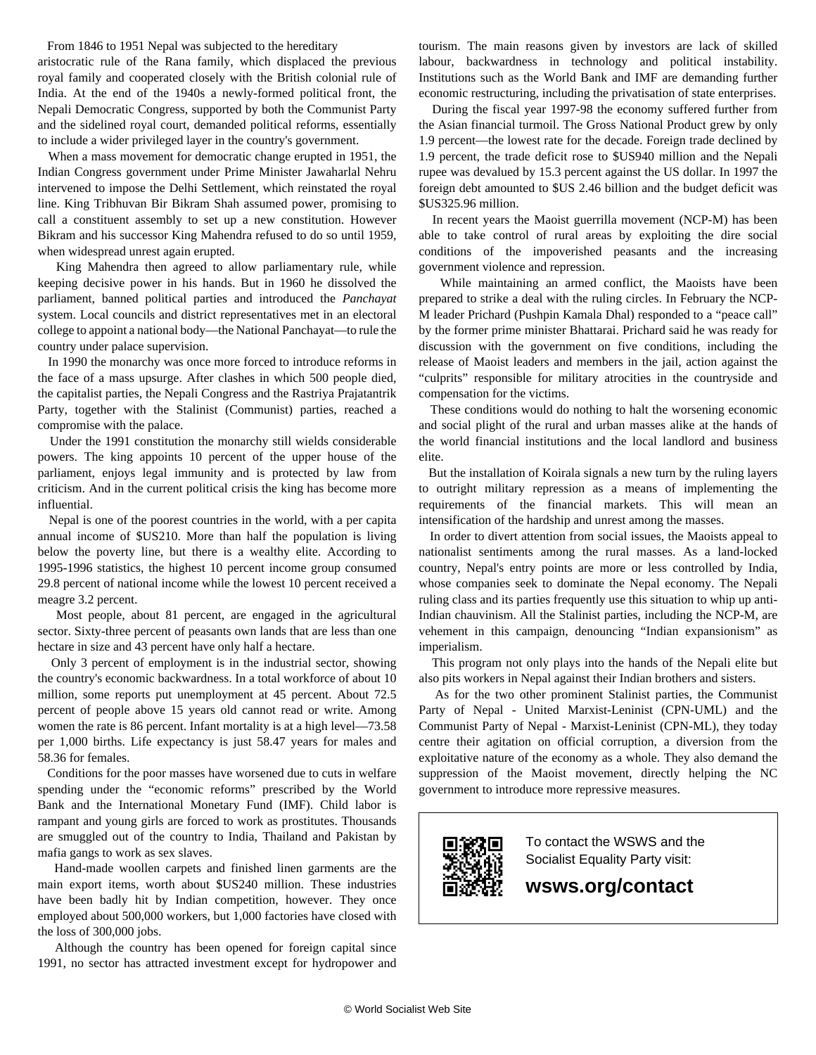From 1846 to 1951 Nepal was subjected to the hereditary aristocratic rule of the Rana family, which displaced the previous royal family and cooperated closely with the British colonial rule of India. At the end of the 1940s a newly-formed political front, the Nepali Democratic Congress, supported by both the Communist Party and the sidelined royal court, demanded political reforms, essentially to include a wider privileged layer in the country's government.

When a mass movement for democratic change erupted in 1951, the Indian Congress government under Prime Minister Jawaharlal Nehru intervened to impose the Delhi Settlement, which reinstated the royal line. King Tribhuvan Bir Bikram Shah assumed power, promising to call a constituent assembly to set up a new constitution. However Bikram and his successor King Mahendra refused to do so until 1959, when widespread unrest again erupted.

King Mahendra then agreed to allow parliamentary rule, while keeping decisive power in his hands. But in 1960 he dissolved the parliament, banned political parties and introduced the *Panchayat* system. Local councils and district representatives met in an electoral college to appoint a national body—the National Panchayat—to rule the country under palace supervision.

In 1990 the monarchy was once more forced to introduce reforms in the face of a mass upsurge. After clashes in which 500 people died, the capitalist parties, the Nepali Congress and the Rastriya Prajatantrik Party, together with the Stalinist (Communist) parties, reached a compromise with the palace.

Under the 1991 constitution the monarchy still wields considerable powers. The king appoints 10 percent of the upper house of the parliament, enjoys legal immunity and is protected by law from criticism. And in the current political crisis the king has become more influential.

Nepal is one of the poorest countries in the world, with a per capita annual income of $US210. More than half the population is living below the poverty line, but there is a wealthy elite. According to 1995-1996 statistics, the highest 10 percent income group consumed 29.8 percent of national income while the lowest 10 percent received a meagre 3.2 percent.

Most people, about 81 percent, are engaged in the agricultural sector. Sixty-three percent of peasants own lands that are less than one hectare in size and 43 percent have only half a hectare.

Only 3 percent of employment is in the industrial sector, showing the country's economic backwardness. In a total workforce of about 10 million, some reports put unemployment at 45 percent. About 72.5 percent of people above 15 years old cannot read or write. Among women the rate is 86 percent. Infant mortality is at a high level—73.58 per 1,000 births. Life expectancy is just 58.47 years for males and 58.36 for females.

Conditions for the poor masses have worsened due to cuts in welfare spending under the "economic reforms" prescribed by the World Bank and the International Monetary Fund (IMF). Child labor is rampant and young girls are forced to work as prostitutes. Thousands are smuggled out of the country to India, Thailand and Pakistan by mafia gangs to work as sex slaves.

Hand-made woollen carpets and finished linen garments are the main export items, worth about $US240 million. These industries have been badly hit by Indian competition, however. They once employed about 500,000 workers, but 1,000 factories have closed with the loss of 300,000 jobs.

Although the country has been opened for foreign capital since 1991, no sector has attracted investment except for hydropower and tourism. The main reasons given by investors are lack of skilled labour, backwardness in technology and political instability. Institutions such as the World Bank and IMF are demanding further economic restructuring, including the privatisation of state enterprises.

During the fiscal year 1997-98 the economy suffered further from the Asian financial turmoil. The Gross National Product grew by only 1.9 percent—the lowest rate for the decade. Foreign trade declined by 1.9 percent, the trade deficit rose to $US940 million and the Nepali rupee was devalued by 15.3 percent against the US dollar. In 1997 the foreign debt amounted to $US 2.46 billion and the budget deficit was $US325.96 million.

In recent years the Maoist guerrilla movement (NCP-M) has been able to take control of rural areas by exploiting the dire social conditions of the impoverished peasants and the increasing government violence and repression.

While maintaining an armed conflict, the Maoists have been prepared to strike a deal with the ruling circles. In February the NCP-M leader Prichard (Pushpin Kamala Dhal) responded to a "peace call" by the former prime minister Bhattarai. Prichard said he was ready for discussion with the government on five conditions, including the release of Maoist leaders and members in the jail, action against the "culprits" responsible for military atrocities in the countryside and compensation for the victims.

These conditions would do nothing to halt the worsening economic and social plight of the rural and urban masses alike at the hands of the world financial institutions and the local landlord and business elite.

But the installation of Koirala signals a new turn by the ruling layers to outright military repression as a means of implementing the requirements of the financial markets. This will mean an intensification of the hardship and unrest among the masses.

In order to divert attention from social issues, the Maoists appeal to nationalist sentiments among the rural masses. As a land-locked country, Nepal's entry points are more or less controlled by India, whose companies seek to dominate the Nepal economy. The Nepali ruling class and its parties frequently use this situation to whip up anti-Indian chauvinism. All the Stalinist parties, including the NCP-M, are vehement in this campaign, denouncing "Indian expansionism" as imperialism.

This program not only plays into the hands of the Nepali elite but also pits workers in Nepal against their Indian brothers and sisters.

As for the two other prominent Stalinist parties, the Communist Party of Nepal - United Marxist-Leninist (CPN-UML) and the Communist Party of Nepal - Marxist-Leninist (CPN-ML), they today centre their agitation on official corruption, a diversion from the exploitative nature of the economy as a whole. They also demand the suppression of the Maoist movement, directly helping the NC government to introduce more repressive measures.

To contact the WSWS and the Socialist Equality Party visit:

**wsws.org/contact**